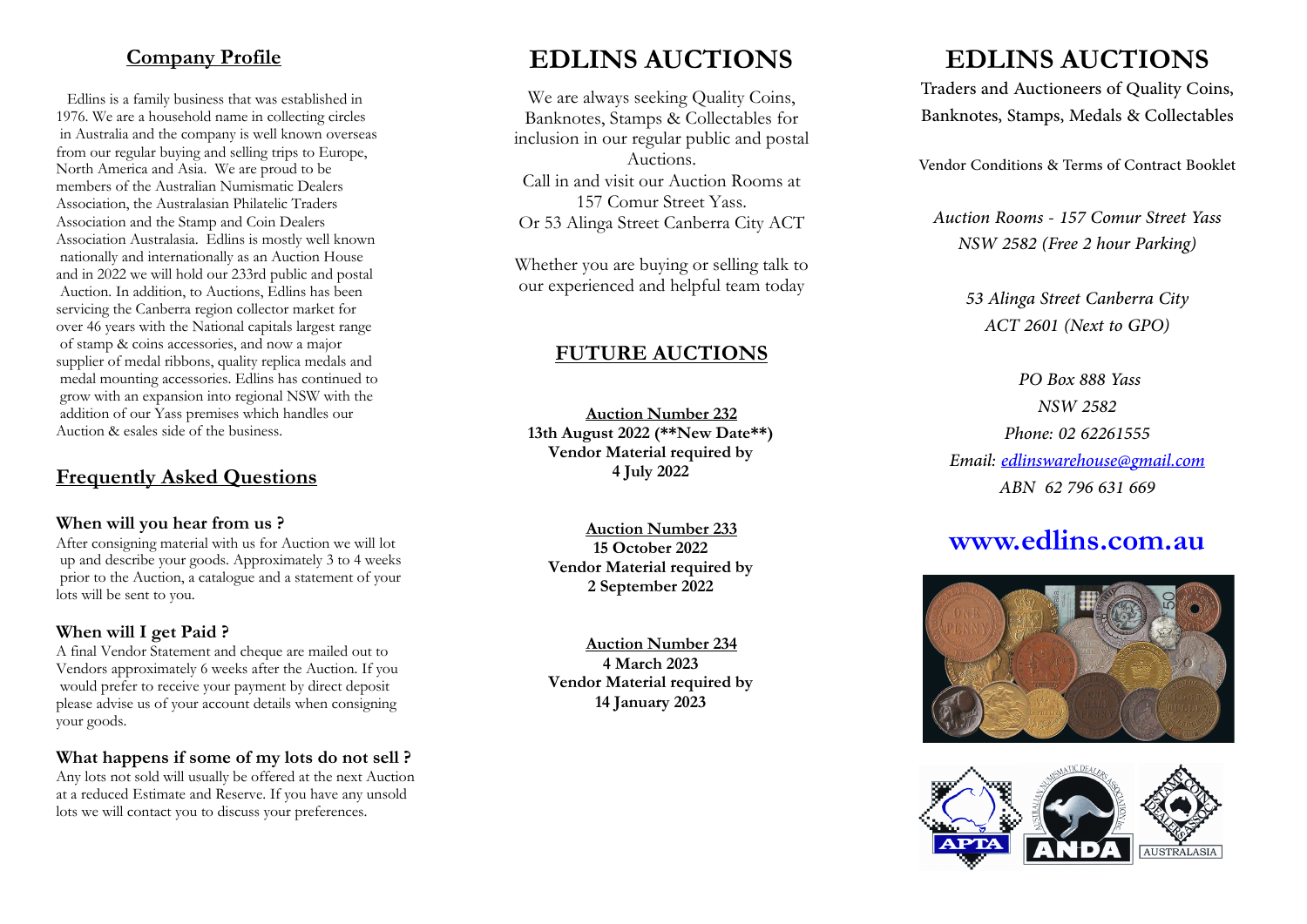## Company Profile

Edlins is a family business that was established in 1976. We are a household name in collecting circles in Australia and the company is well known overseas from our regular buying and selling trips to Europe, North America and Asia. We are proud to be members of the Australian Numismatic Dealers Association, the Australasian Philatelic Traders Association and the Stamp and Coin Dealers Association Australasia. Edlins is mostly well known nationally and internationally as an Auction House and in 2022 we will hold our 233rd public and postal Auction. In addition, to Auctions, Edlins has been servicing the Canberra region collector market for over 46 years with the National capitals largest range of stamp & coins accessories, and now a major supplier of medal ribbons, quality replica medals and medal mounting accessories. Edlins has continued to grow with an expansion into regional NSW with the addition of our Yass premises which handles our Auction & esales side of the business.

## Frequently Asked Questions

### When will you hear from us ?

After consigning material with us for Auction we will lot up and describe your goods. Approximately 3 to 4 weeks prior to the Auction, a catalogue and a statement of your lots will be sent to you.

### When will I get Paid ?

A final Vendor Statement and cheque are mailed out to Vendors approximately 6 weeks after the Auction. If you would prefer to receive your payment by direct deposit please advise us of your account details when consigning your goods.

### What happens if some of my lots do not sell ?

Any lots not sold will usually be offered at the next Auction at a reduced Estimate and Reserve. If you have any unsold lots we will contact you to discuss your preferences.

# EDLINS AUCTIONS

We are always seeking Quality Coins, Banknotes, Stamps & Collectables for inclusion in our regular public and postal Auctions.
Call in and visit our Auction Rooms at 157 Comur Street Yass.
Or 53 Alinga Street Canberra City ACT

Whether you are buying or selling talk to our experienced and helpful team today

## FUTURE AUCTIONS

**Auction Number 232**
**13th August 2022 (**New Date**)**
**Vendor Material required by**
**4 July 2022**

**Auction Number 233**
**15 October 2022**
**Vendor Material required by**
**2 September 2022**

**Auction Number 234**
**4 March 2023**
**Vendor Material required by**
**14 January 2023**

# EDLINS AUCTIONS

Traders and Auctioneers of Quality Coins, Banknotes, Stamps, Medals & Collectables

Vendor Conditions & Terms of Contract Booklet

*Auction Rooms - 157 Comur Street Yass NSW 2582 (Free 2 hour Parking)*

*53 Alinga Street Canberra City ACT 2601 (Next to GPO)*

*PO Box 888 Yass*
*NSW 2582*
*Phone: 02 62261555*
*Email: edlinswarehouse@gmail.com*
*ABN 62 796 631 669*

## www.edlins.com.au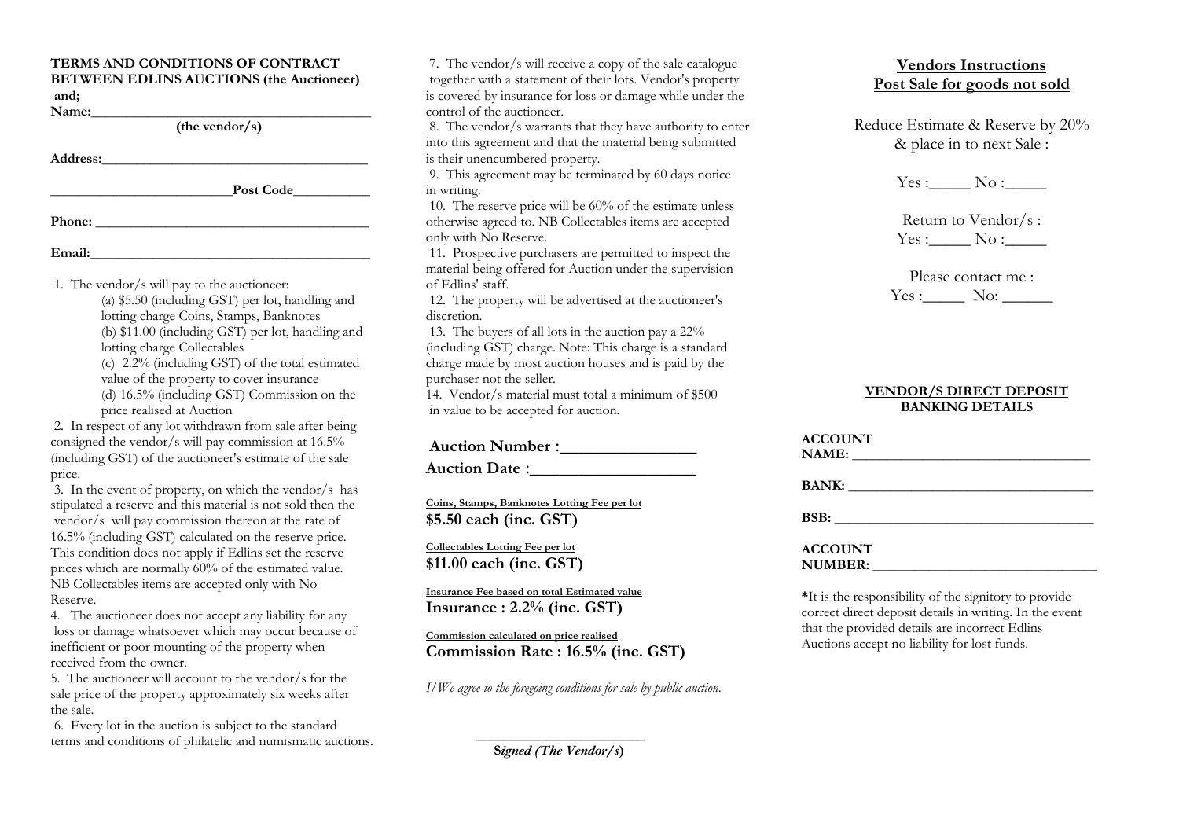**TERMS AND CONDITIONS OF CONTRACT BETWEEN EDLINS AUCTIONS (the Auctioneer) and;**

**Name:**\_\_\_\_\_\_\_\_\_\_\_\_\_\_\_\_\_\_\_\_\_\_\_\_\_\_\_\_\_\_\_\_\_\_\_\_\_\_\_

**(the vendor/s)**

**Address:**\_\_\_\_\_\_\_\_\_\_\_\_\_\_\_\_\_\_\_\_\_\_\_\_\_\_\_\_\_\_\_\_\_\_\_\_\_

\_\_\_\_\_\_\_\_\_\_\_\_\_\_\_\_\_\_\_\_\_\_\_\_\_\_**Post Code**\_\_\_\_\_\_\_\_\_\_\_

**Phone:** \_\_\_\_\_\_\_\_\_\_\_\_\_\_\_\_\_\_\_\_\_\_\_\_\_\_\_\_\_\_\_\_\_\_\_\_\_\_

**Email:**\_\_\_\_\_\_\_\_\_\_\_\_\_\_\_\_\_\_\_\_\_\_\_\_\_\_\_\_\_\_\_\_\_\_\_\_\_\_\_

1. The vendor/s will pay to the auctioneer:
   (a) $5.50 (including GST) per lot, handling and lotting charge Coins, Stamps, Banknotes
   (b) $11.00 (including GST) per lot, handling and lotting charge Collectables
   (c) 2.2% (including GST) of the total estimated value of the property to cover insurance
   (d) 16.5% (including GST) Commission on the price realised at Auction
2. In respect of any lot withdrawn from sale after being consigned the vendor/s will pay commission at 16.5% (including GST) of the auctioneer's estimate of the sale price.
3. In the event of property, on which the vendor/s has stipulated a reserve and this material is not sold then the vendor/s will pay commission thereon at the rate of 16.5% (including GST) calculated on the reserve price. This condition does not apply if Edlins set the reserve prices which are normally 60% of the estimated value. NB Collectables items are accepted only with No Reserve.
4. The auctioneer does not accept any liability for any loss or damage whatsoever which may occur because of inefficient or poor mounting of the property when received from the owner.
5. The auctioneer will account to the vendor/s for the sale price of the property approximately six weeks after the sale.
6. Every lot in the auction is subject to the standard terms and conditions of philatelic and numismatic auctions.
7. The vendor/s will receive a copy of the sale catalogue together with a statement of their lots. Vendor's property is covered by insurance for loss or damage while under the control of the auctioneer.
8. The vendor/s warrants that they have authority to enter into this agreement and that the material being submitted is their unencumbered property.
9. This agreement may be terminated by 60 days notice in writing.
10. The reserve price will be 60% of the estimate unless otherwise agreed to. NB Collectables items are accepted only with No Reserve.
11. Prospective purchasers are permitted to inspect the material being offered for Auction under the supervision of Edlins' staff.
12. The property will be advertised at the auctioneer's discretion.
13. The buyers of all lots in the auction pay a 22% (including GST) charge. Note: This charge is a standard charge made by most auction houses and is paid by the purchaser not the seller.
14. Vendor/s material must total a minimum of $500 in value to be accepted for auction.

**Auction Number :**\_\_\_\_\_\_\_\_\_\_\_\_\_\_\_\_\_

**Auction Date :**\_\_\_\_\_\_\_\_\_\_\_\_\_\_\_\_\_\_\_\_\_

**Coins, Stamps, Banknotes Lotting Fee per lot**
**$5.50 each (inc. GST)**

**Collectables Lotting Fee per lot**
**$11.00 each (inc. GST)**

**Insurance Fee based on total Estimated value**
**Insurance : 2.2% (inc. GST)**

**Commission calculated on price realised**
**Commission Rate : 16.5% (inc. GST)**

*I/We agree to the foregoing conditions for sale by public auction.*

\_\_\_\_\_\_\_\_\_\_\_\_\_\_\_\_\_\_\_\_\_\_\_\_\_
**S*igned (The Vendor/s*)**

## Vendors Instructions Post Sale for goods not sold

Reduce Estimate & Reserve by 20% & place in to next Sale :

Yes :\_\_\_\_\_ No :\_\_\_\_\_

Return to Vendor/s :
Yes :\_\_\_\_\_ No :\_\_\_\_\_

Please contact me :
Yes :\_\_\_\_\_ No: \_\_\_\_\_\_

### VENDOR/S DIRECT DEPOSIT BANKING DETAILS

**ACCOUNT NAME:** \_\_\_\_\_\_\_\_\_\_\_\_\_\_\_\_\_\_\_\_\_\_\_\_\_\_\_\_\_\_\_\_\_\_

**BANK:** \_\_\_\_\_\_\_\_\_\_\_\_\_\_\_\_\_\_\_\_\_\_\_\_\_\_\_\_\_\_\_\_\_\_\_\_

**BSB:** \_\_\_\_\_\_\_\_\_\_\_\_\_\_\_\_\_\_\_\_\_\_\_\_\_\_\_\_\_\_\_\_\_\_\_\_\_\_

**ACCOUNT NUMBER:** \_\_\_\_\_\_\_\_\_\_\_\_\_\_\_\_\_\_\_\_\_\_\_\_\_\_\_\_\_\_\_\_

**\***It is the responsibility of the signitory to provide correct direct deposit details in writing. In the event that the provided details are incorrect Edlins Auctions accept no liability for lost funds.